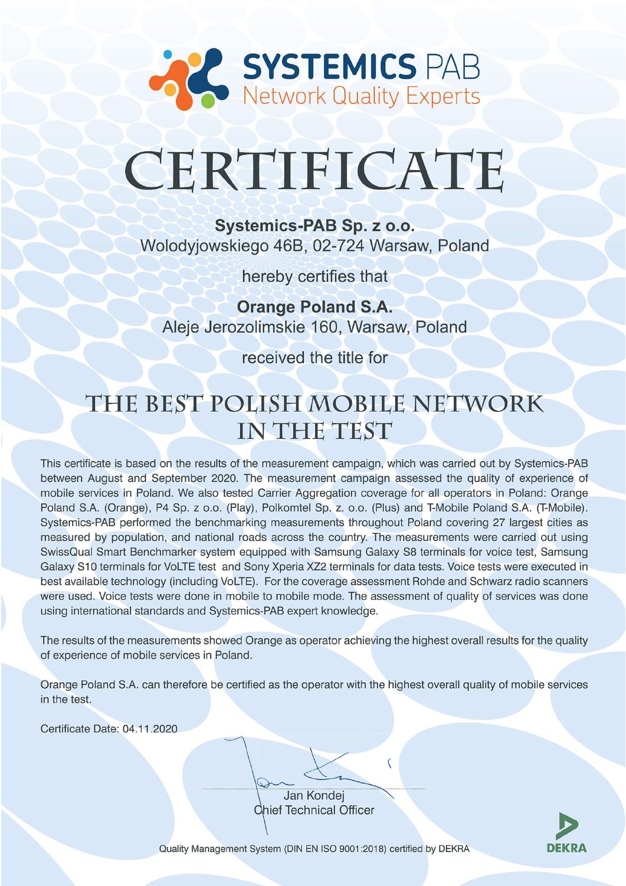# SYSTEMICS PAB

Network Quality Experts

# CERTIFICATE

**Systemics-PAB Sp. z o.o.**
Wolodyjowskiego 46B, 02-724 Warsaw, Poland

hereby certifies that

**Orange Poland S.A.**
Aleje Jerozolimskie 160, Warsaw, Poland

received the title for

## THE BEST POLISH MOBILE NETWORK IN THE TEST

This certificate is based on the results of the measurement campaign, which was carried out by Systemics-PAB between August and September 2020. The measurement campaign assessed the quality of experience of mobile services in Poland. We also tested Carrier Aggregation coverage for all operators in Poland: Orange Poland S.A. (Orange), P4 Sp. z o.o. (Play), Polkomtel Sp. z. o.o. (Plus) and T-Mobile Poland S.A. (T-Mobile). Systemics-PAB performed the benchmarking measurements throughout Poland covering 27 largest cities as measured by population, and national roads across the country. The measurements were carried out using SwissQual Smart Benchmarker system equipped with Samsung Galaxy S8 terminals for voice test, Samsung Galaxy S10 terminals for VoLTE test and Sony Xperia XZ2 terminals for data tests. Voice tests were executed in best available technology (including VoLTE). For the coverage assessment Rohde and Schwarz radio scanners were used. Voice tests were done in mobile to mobile mode. The assessment of quality of services was done using international standards and Systemics-PAB expert knowledge.

The results of the measurements showed Orange as operator achieving the highest overall results for the quality of experience of mobile services in Poland.

Orange Poland S.A. can therefore be certified as the operator with the highest overall quality of mobile services in the test.

Certificate Date: 04.11.2020

Jan Kondej
Chief Technical Officer

Quality Management System (DIN EN ISO 9001:2018) certified by DEKRA

DEKRA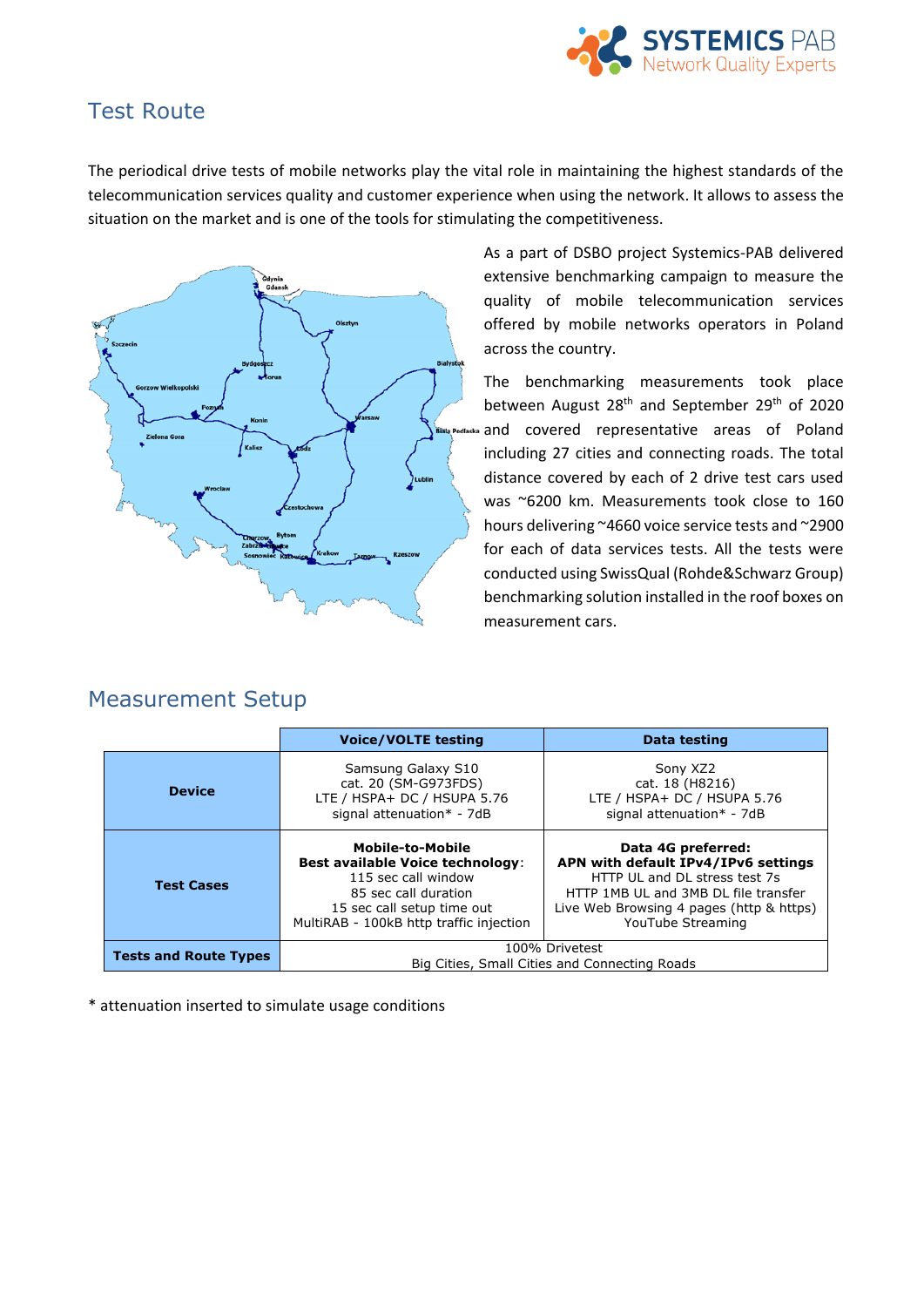## Test Route

The periodical drive tests of mobile networks play the vital role in maintaining the highest standards of the telecommunication services quality and customer experience when using the network. It allows to assess the situation on the market and is one of the tools for stimulating the competitiveness.

As a part of DSBO project Systemics-PAB delivered extensive benchmarking campaign to measure the quality of mobile telecommunication services offered by mobile networks operators in Poland across the country.

The benchmarking measurements took place between August 28th and September 29th of 2020 and covered representative areas of Poland including 27 cities and connecting roads. The total distance covered by each of 2 drive test cars used was ~6200 km. Measurements took close to 160 hours delivering ~4660 voice service tests and ~2900 for each of data services tests. All the tests were conducted using SwissQual (Rohde&Schwarz Group) benchmarking solution installed in the roof boxes on measurement cars.

## Measurement Setup

| | Voice/VOLTE testing | Data testing |
|---|---|---|
| **Device** | Samsung Galaxy S10<br>cat. 20 (SM-G973FDS)<br>LTE / HSPA+ DC / HSUPA 5.76<br>signal attenuation* - 7dB | Sony XZ2<br>cat. 18 (H8216)<br>LTE / HSPA+ DC / HSUPA 5.76<br>signal attenuation* - 7dB |
| **Test Cases** | **Mobile-to-Mobile**<br>**Best available Voice technology**:<br>115 sec call window<br>85 sec call duration<br>15 sec call setup time out<br>MultiRAB - 100kB http traffic injection | **Data 4G preferred:**<br>**APN with default IPv4/IPv6 settings**<br>HTTP UL and DL stress test 7s<br>HTTP 1MB UL and 3MB DL file transfer<br>Live Web Browsing 4 pages (http & https)<br>YouTube Streaming |
| **Tests and Route Types** | 100% Drivetest<br>Big Cities, Small Cities and Connecting Roads | |

* attenuation inserted to simulate usage conditions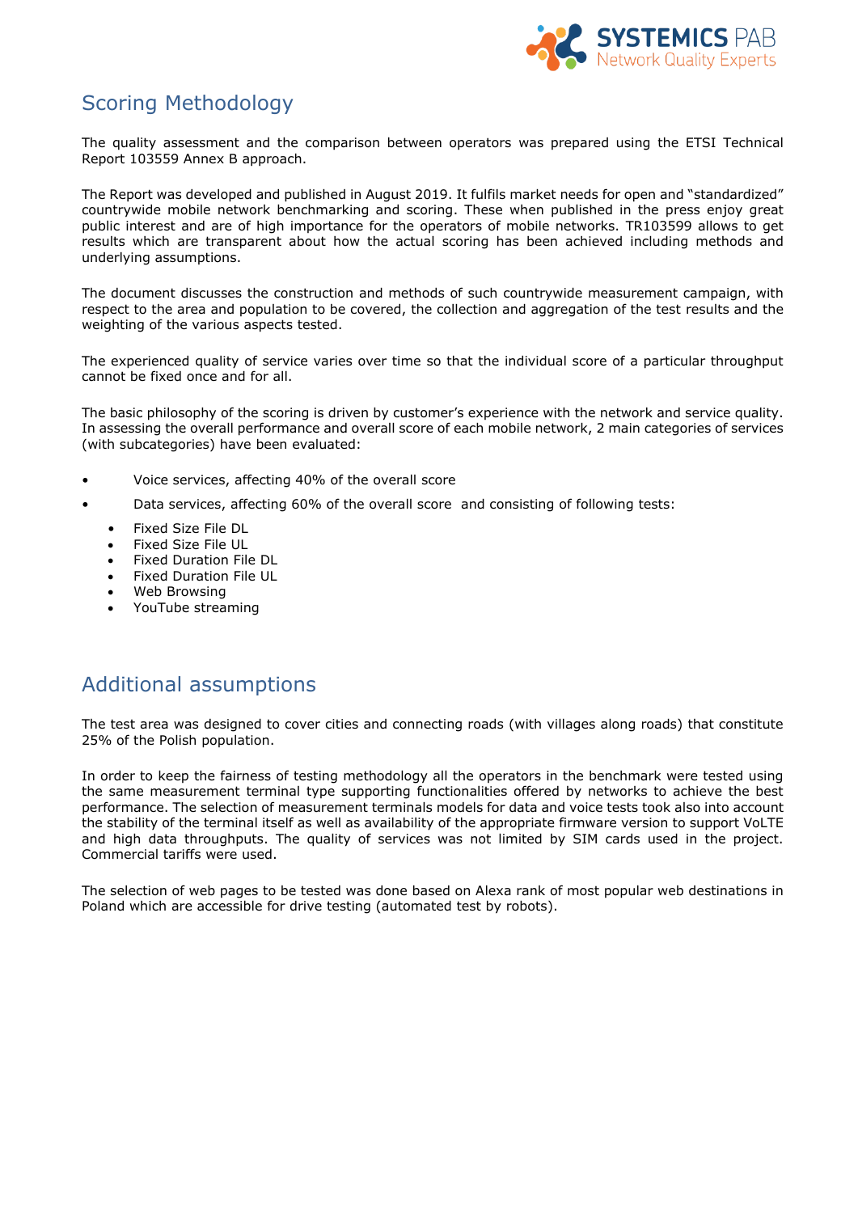## Scoring Methodology

The quality assessment and the comparison between operators was prepared using the ETSI Technical Report 103559 Annex B approach.

The Report was developed and published in August 2019. It fulfils market needs for open and "standardized" countrywide mobile network benchmarking and scoring. These when published in the press enjoy great public interest and are of high importance for the operators of mobile networks. TR103599 allows to get results which are transparent about how the actual scoring has been achieved including methods and underlying assumptions.

The document discusses the construction and methods of such countrywide measurement campaign, with respect to the area and population to be covered, the collection and aggregation of the test results and the weighting of the various aspects tested.

The experienced quality of service varies over time so that the individual score of a particular throughput cannot be fixed once and for all.

The basic philosophy of the scoring is driven by customer's experience with the network and service quality. In assessing the overall performance and overall score of each mobile network, 2 main categories of services (with subcategories) have been evaluated:

- Voice services, affecting 40% of the overall score
- Data services, affecting 60% of the overall score and consisting of following tests:
  - Fixed Size File DL
  - Fixed Size File UL
  - Fixed Duration File DL
  - Fixed Duration File UL
  - Web Browsing
  - YouTube streaming

## Additional assumptions

The test area was designed to cover cities and connecting roads (with villages along roads) that constitute 25% of the Polish population.

In order to keep the fairness of testing methodology all the operators in the benchmark were tested using the same measurement terminal type supporting functionalities offered by networks to achieve the best performance. The selection of measurement terminals models for data and voice tests took also into account the stability of the terminal itself as well as availability of the appropriate firmware version to support VoLTE and high data throughputs. The quality of services was not limited by SIM cards used in the project. Commercial tariffs were used.

The selection of web pages to be tested was done based on Alexa rank of most popular web destinations in Poland which are accessible for drive testing (automated test by robots).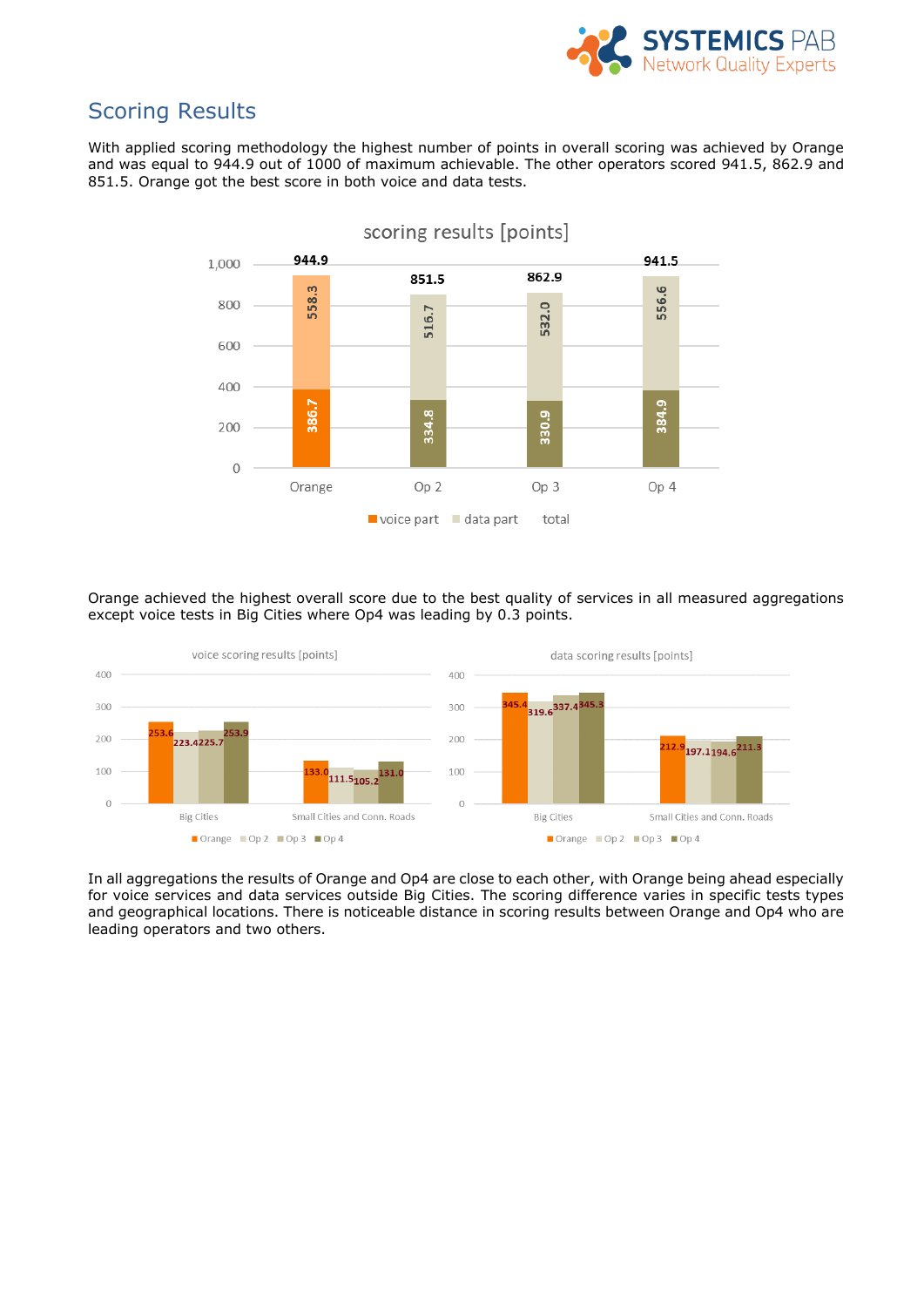## Scoring Results

With applied scoring methodology the highest number of points in overall scoring was achieved by Orange and was equal to 944.9 out of 1000 of maximum achievable. The other operators scored 941.5, 862.9 and 851.5. Orange got the best score in both voice and data tests.

**scoring results [points]**

| | Orange | Op 2 | Op 3 | Op 4 |
|---|---|---|---|---|
| voice part | 386.7 | 334.8 | 330.9 | 384.9 |
| data part | 558.3 | 516.7 | 532.0 | 556.6 |
| total | 944.9 | 851.5 | 862.9 | 941.5 |

Orange achieved the highest overall score due to the best quality of services in all measured aggregations except voice tests in Big Cities where Op4 was leading by 0.3 points.

**voice scoring results [points]**

| | Orange | Op 2 | Op 3 | Op 4 |
|---|---|---|---|---|
| Big Cities | 253.6 | 223.4 | 225.7 | 253.9 |
| Small Cities and Conn. Roads | 133.0 | 111.5 | 105.2 | 131.0 |

**data scoring results [points]**

| | Orange | Op 2 | Op 3 | Op 4 |
|---|---|---|---|---|
| Big Cities | 345.4 | 319.6 | 337.4 | 345.3 |
| Small Cities and Conn. Roads | 212.9 | 197.1 | 194.6 | 211.3 |

In all aggregations the results of Orange and Op4 are close to each other, with Orange being ahead especially for voice services and data services outside Big Cities. The scoring difference varies in specific tests types and geographical locations. There is noticeable distance in scoring results between Orange and Op4 who are leading operators and two others.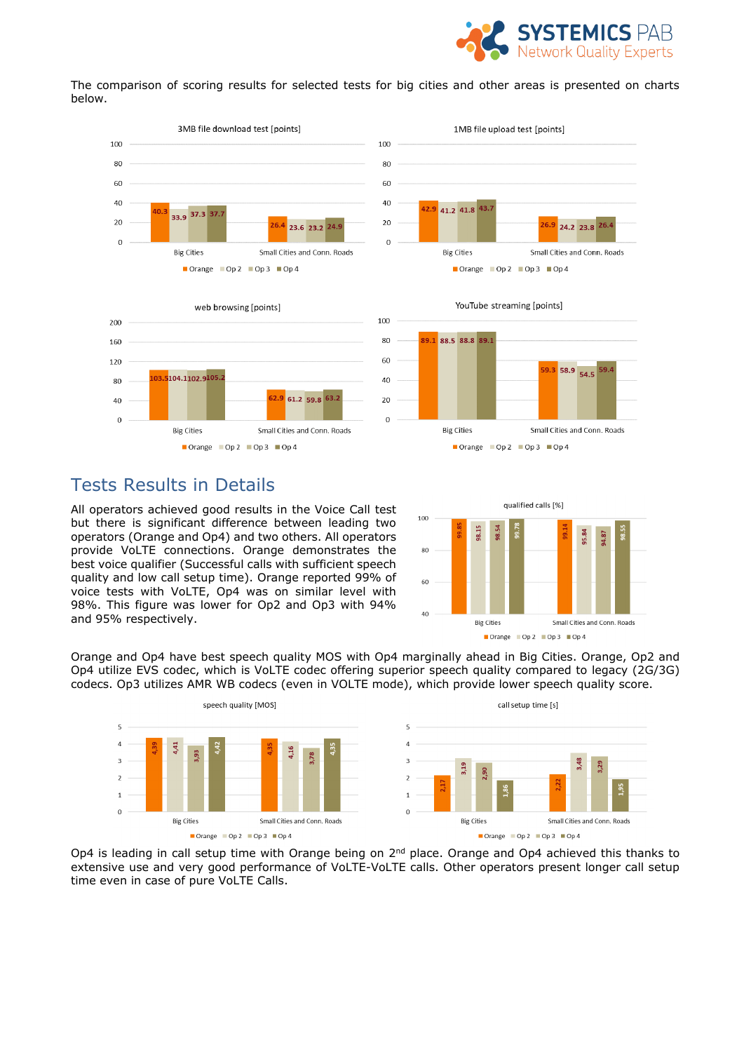The comparison of scoring results for selected tests for big cities and other areas is presented on charts below.

3MB file download test [points]

| | Orange | Op 2 | Op 3 | Op 4 |
|---|---|---|---|---|
| Big Cities | 40.3 | 33.9 | 37.3 | 37.7 |
| Small Cities and Conn. Roads | 26.4 | 23.6 | 23.2 | 24.9 |

1MB file upload test [points]

| | Orange | Op 2 | Op 3 | Op 4 |
|---|---|---|---|---|
| Big Cities | 42.9 | 41.2 | 41.8 | 43.7 |
| Small Cities and Conn. Roads | 26.9 | 24.2 | 23.8 | 26.4 |

web browsing [points]

| | Orange | Op 2 | Op 3 | Op 4 |
|---|---|---|---|---|
| Big Cities | 103.5 | 104.1 | 102.9 | 105.2 |
| Small Cities and Conn. Roads | 62.9 | 61.2 | 59.8 | 63.2 |

YouTube streaming [points]

| | Orange | Op 2 | Op 3 | Op 4 |
|---|---|---|---|---|
| Big Cities | 89.1 | 88.5 | 88.8 | 89.1 |
| Small Cities and Conn. Roads | 59.3 | 58.9 | 54.5 | 59.4 |

# Tests Results in Details

All operators achieved good results in the Voice Call test but there is significant difference between leading two operators (Orange and Op4) and two others. All operators provide VoLTE connections. Orange demonstrates the best voice qualifier (Successful calls with sufficient speech quality and low call setup time). Orange reported 99% of voice tests with VoLTE, Op4 was on similar level with 98%. This figure was lower for Op2 and Op3 with 94% and 95% respectively.

qualified calls [%]

| | Orange | Op 2 | Op 3 | Op 4 |
|---|---|---|---|---|
| Big Cities | 99.85 | 98.15 | 98.54 | 99.78 |
| Small Cities and Conn. Roads | 99.14 | 95.84 | 94.87 | 98.55 |

Orange and Op4 have best speech quality MOS with Op4 marginally ahead in Big Cities. Orange, Op2 and Op4 utilize EVS codec, which is VoLTE codec offering superior speech quality compared to legacy (2G/3G) codecs. Op3 utilizes AMR WB codecs (even in VOLTE mode), which provide lower speech quality score.

speech quality [MOS]

| | Orange | Op 2 | Op 3 | Op 4 |
|---|---|---|---|---|
| Big Cities | 4,39 | 4,41 | 3,93 | 4,42 |
| Small Cities and Conn. Roads | 4,35 | 4,16 | 3,78 | 4,35 |

call setup time [s]

| | Orange | Op 2 | Op 3 | Op 4 |
|---|---|---|---|---|
| Big Cities | 2,17 | 3,19 | 2,90 | 1,86 |
| Small Cities and Conn. Roads | 2,22 | 3,48 | 3,29 | 1,95 |

Op4 is leading in call setup time with Orange being on 2nd place. Orange and Op4 achieved this thanks to extensive use and very good performance of VoLTE-VoLTE calls. Other operators present longer call setup time even in case of pure VoLTE Calls.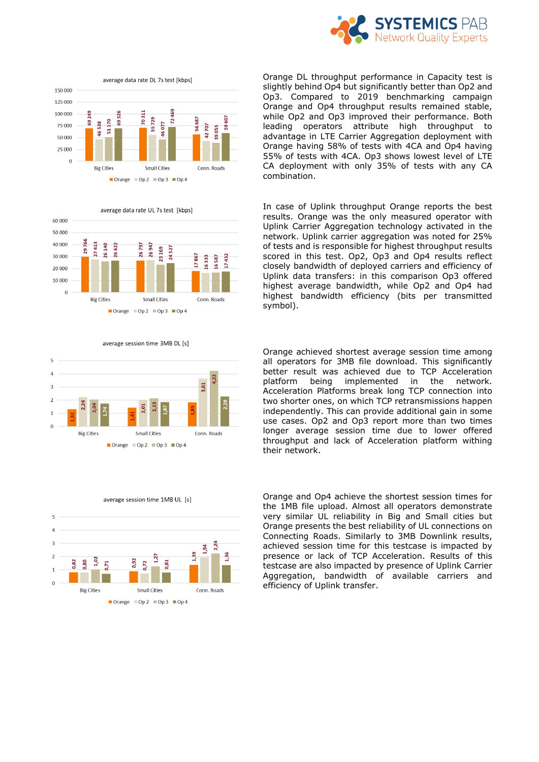**average data rate DL 7s test [kbps]**

| | Orange | Op 2 | Op 3 | Op 4 |
|---|---|---|---|---|
| Big Cities | 69 249 | 46 538 | 51 170 | 69 326 |
| Small Cities | 70 311 | 55729 | 46 077 | 72 469 |
| Conn. Roads | 56 687 | 42 707 | 39 055 | 59 607 |

Orange DL throughput performance in Capacity test is slightly behind Op4 but significantly better than Op2 and Op3. Compared to 2019 benchmarking campaign Orange and Op4 throughput results remained stable, while Op2 and Op3 improved their performance. Both leading operators attribute high throughput to advantage in LTE Carrier Aggregation deployment with Orange having 58% of tests with 4CA and Op4 having 55% of tests with 4CA. Op3 shows lowest level of LTE CA deployment with only 35% of tests with any CA combination.

**average data rate UL 7s test [kbps]**

| | Orange | Op 2 | Op 3 | Op 4 |
|---|---|---|---|---|
| Big Cities | 29 766 | 27 413 | 26 140 | 26 622 |
| Small Cities | 26 797 | 26 947 | 23 169 | 24 527 |
| Conn. Roads | 17 867 | 16 333 | 16 587 | 17 432 |

In case of Uplink throughput Orange reports the best results. Orange was the only measured operator with Uplink Carrier Aggregation technology activated in the network. Uplink carrier aggregation was noted for 25% of tests and is responsible for highest throughput results scored in this test. Op2, Op3 and Op4 results reflect closely bandwidth of deployed carriers and efficiency of Uplink data transfers: in this comparison Op3 offered highest average bandwidth, while Op2 and Op4 had highest bandwidth efficiency (bits per transmitted symbol).

**average session time 3MB DL [s]**

| | Orange | Op 2 | Op 3 | Op 4 |
|---|---|---|---|---|
| Big Cities | 1,32 | 2,24 | 2,04 | 1,74 |
| Small Cities | 1,41 | 2,01 | 2,13 | 1,87 |
| Conn. Roads | 1,85 | 3,61 | 4,22 | 2,28 |

Orange achieved shortest average session time among all operators for 3MB file download. This significantly better result was achieved due to TCP Acceleration platform being implemented in the network. Acceleration Platforms break long TCP connection into two shorter ones, on which TCP retransmissions happen independently. This can provide additional gain in some use cases. Op2 and Op3 report more than two times longer average session time due to lower offered throughput and lack of Acceleration platform withing their network.

**average session time 1MB UL [s]**

| | Orange | Op 2 | Op 3 | Op 4 |
|---|---|---|---|---|
| Big Cities | 0,82 | 0,80 | 1,02 | 0,71 |
| Small Cities | 0,92 | 0,72 | 1,27 | 0,81 |
| Conn. Roads | 1,39 | 1,94 | 2,24 | 1,36 |

Orange and Op4 achieve the shortest session times for the 1MB file upload. Almost all operators demonstrate very similar UL reliability in Big and Small cities but Orange presents the best reliability of UL connections on Connecting Roads. Similarly to 3MB Downlink results, achieved session time for this testcase is impacted by presence or lack of TCP Acceleration. Results of this testcase are also impacted by presence of Uplink Carrier Aggregation, bandwidth of available carriers and efficiency of Uplink transfer.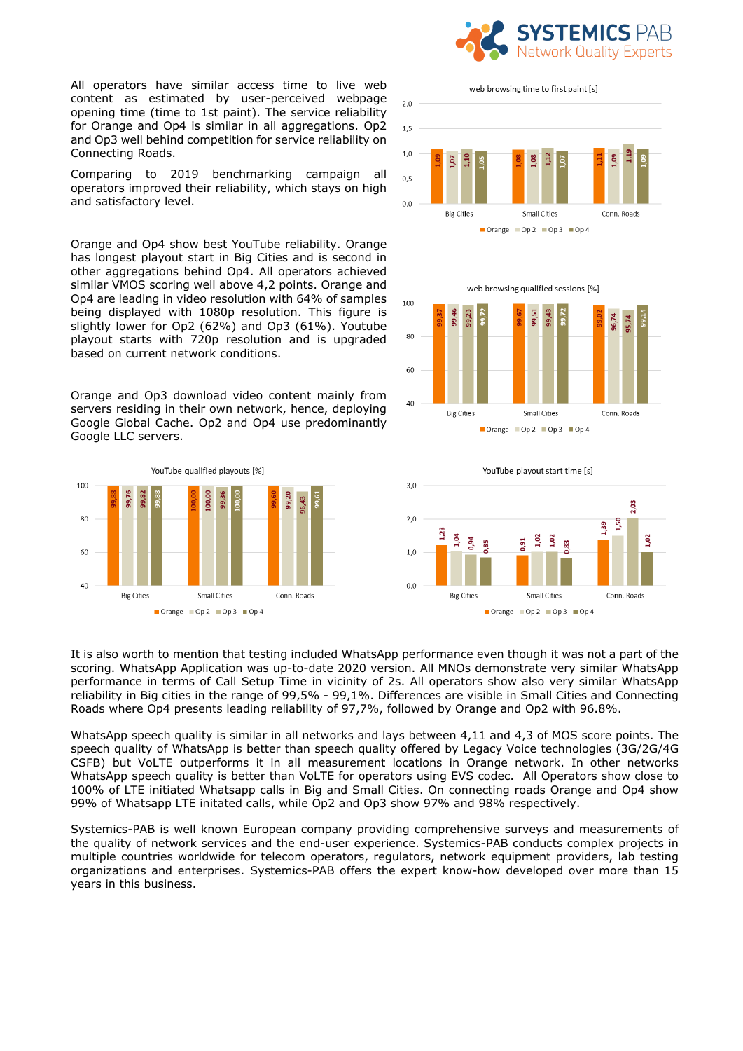All operators have similar access time to live web content as estimated by user-perceived webpage opening time (time to 1st paint). The service reliability for Orange and Op4 is similar in all aggregations. Op2 and Op3 well behind competition for service reliability on Connecting Roads.

Comparing to 2019 benchmarking campaign all operators improved their reliability, which stays on high and satisfactory level.

web browsing time to first paint [s]

2,0
1,5
1,0
0,5
0,0

1,09 1,07 1,10 1,05
1,08 1,08 1,12 1,07
1,11 1,09 1,19 1,09

Big Cities Small Cities Conn. Roads

Orange Op 2 Op 3 Op 4

Orange and Op4 show best YouTube reliability. Orange has longest playout start in Big Cities and is second in other aggregations behind Op4. All operators achieved similar VMOS scoring well above 4,2 points. Orange and Op4 are leading in video resolution with 64% of samples being displayed with 1080p resolution. This figure is slightly lower for Op2 (62%) and Op3 (61%). Youtube playout starts with 720p resolution and is upgraded based on current network conditions.

web browsing qualified sessions [%]

100
80
60
40

99,37 99,46 99,23 99,72
99,67 99,51 99,43 99,72
99,02 96,74 95,74 99,14

Big Cities Small Cities Conn. Roads

Orange Op 2 Op 3 Op 4

Orange and Op3 download video content mainly from servers residing in their own network, hence, deploying Google Global Cache. Op2 and Op4 use predominantly Google LLC servers.

YouTube qualified playouts [%]

100
80
60
40

99,88 99,76 99,82 99,88
100,00 100,00 99,36 100,00
99,60 99,20 96,43 99,61

Big Cities Small Cities Conn. Roads

Orange Op 2 Op 3 Op 4

YouTube playout start time [s]

3,0
2,0
1,0
0,0

1,23 1,04 0,94 0,85
0,91 1,02 1,02 0,83
1,39 1,50 2,03 1,02

Big Cities Small Cities Conn. Roads

Orange Op 2 Op 3 Op 4

It is also worth to mention that testing included WhatsApp performance even though it was not a part of the scoring. WhatsApp Application was up-to-date 2020 version. All MNOs demonstrate very similar WhatsApp performance in terms of Call Setup Time in vicinity of 2s. All operators show also very similar WhatsApp reliability in Big cities in the range of 99,5% - 99,1%. Differences are visible in Small Cities and Connecting Roads where Op4 presents leading reliability of 97,7%, followed by Orange and Op2 with 96.8%.

WhatsApp speech quality is similar in all networks and lays between 4,11 and 4,3 of MOS score points. The speech quality of WhatsApp is better than speech quality offered by Legacy Voice technologies (3G/2G/4G CSFB) but VoLTE outperforms it in all measurement locations in Orange network. In other networks WhatsApp speech quality is better than VoLTE for operators using EVS codec. All Operators show close to 100% of LTE initiated Whatsapp calls in Big and Small Cities. On connecting roads Orange and Op4 show 99% of Whatsapp LTE initated calls, while Op2 and Op3 show 97% and 98% respectively.

Systemics-PAB is well known European company providing comprehensive surveys and measurements of the quality of network services and the end-user experience. Systemics-PAB conducts complex projects in multiple countries worldwide for telecom operators, regulators, network equipment providers, lab testing organizations and enterprises. Systemics-PAB offers the expert know-how developed over more than 15 years in this business.